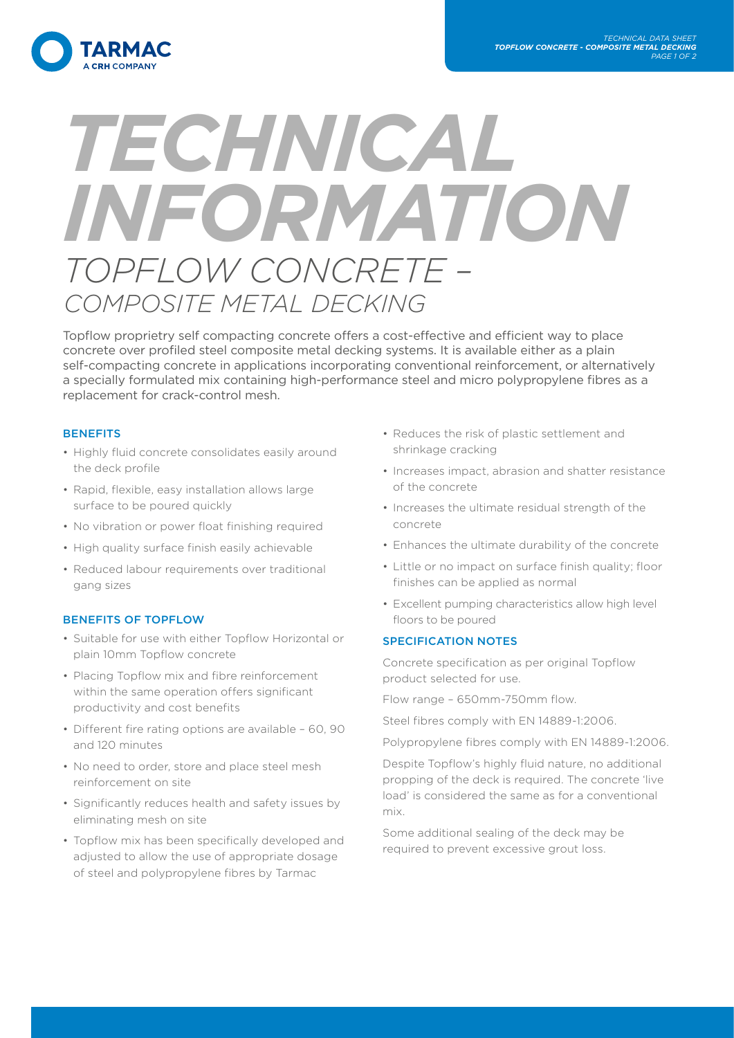# TECHNICAL INFORMATION

## TOPFLOW CONCRETE – COMPOSITE METAL DECKING

Topflow proprietry self compacting concrete offers a cost-effective and efficient way to place concrete over profiled steel composite metal decking systems. It is available either as a plain self-compacting concrete in applications incorporating conventional reinforcement, or alternatively a specially formulated mix containing high-performance steel and micro polypropylene fibres as a replacement for crack-control mesh.

### BENEFITS

- Highly fluid concrete consolidates easily around the deck profile
- Rapid, flexible, easy installation allows large surface to be poured quickly
- No vibration or power float finishing required
- High quality surface finish easily achievable
- Reduced labour requirements over traditional gang sizes

### BENEFITS OF TOPFLOW

- Suitable for use with either Topflow Horizontal or plain 10mm Topflow concrete
- Placing Topflow mix and fibre reinforcement within the same operation offers significant productivity and cost benefits
- Different fire rating options are available – 60, 90 and 120 minutes
- No need to order, store and place steel mesh reinforcement on site
- Significantly reduces health and safety issues by eliminating mesh on site
- Topflow mix has been specifically developed and adjusted to allow the use of appropriate dosage of steel and polypropylene fibres by Tarmac
- Reduces the risk of plastic settlement and shrinkage cracking
- Increases impact, abrasion and shatter resistance of the concrete
- Increases the ultimate residual strength of the concrete
- Enhances the ultimate durability of the concrete
- Little or no impact on surface finish quality; floor finishes can be applied as normal
- Excellent pumping characteristics allow high level floors to be poured

### SPECIFICATION NOTES

Concrete specification as per original Topflow product selected for use.

Flow range – 650mm-750mm flow.

Steel fibres comply with EN 14889-1:2006.

Polypropylene fibres comply with EN 14889-1:2006.

Despite Topflow's highly fluid nature, no additional propping of the deck is required. The concrete 'live load' is considered the same as for a conventional mix.

Some additional sealing of the deck may be required to prevent excessive grout loss.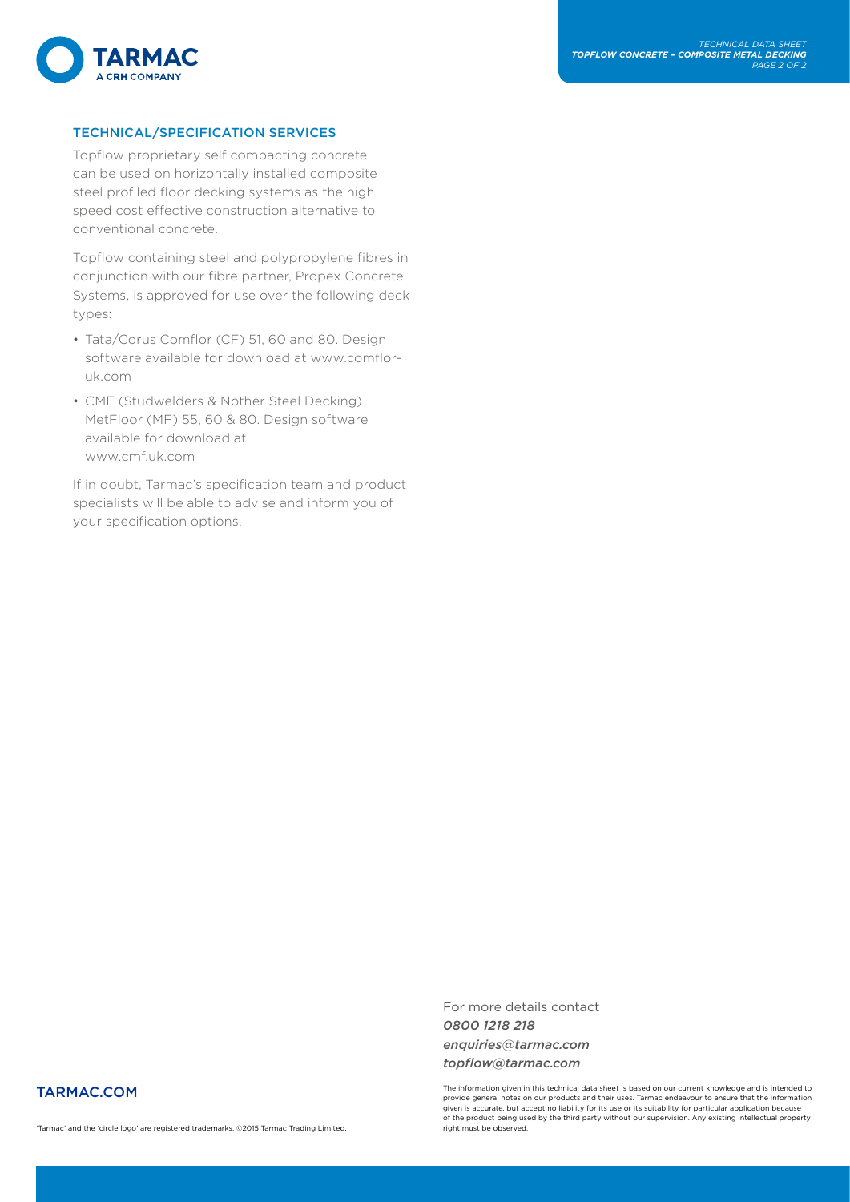## TECHNICAL/SPECIFICATION SERVICES

Topflow proprietary self compacting concrete can be used on horizontally installed composite steel profiled floor decking systems as the high speed cost effective construction alternative to conventional concrete.

Topflow containing steel and polypropylene fibres in conjunction with our fibre partner, Propex Concrete Systems, is approved for use over the following deck types:

- Tata/Corus Comflor (CF) 51, 60 and 80. Design software available for download at www.comflor-uk.com
- CMF (Studwelders & Nother Steel Decking) MetFloor (MF) 55, 60 & 80. Design software available for download at www.cmf.uk.com

If in doubt, Tarmac's specification team and product specialists will be able to advise and inform you of your specification options.

For more details contact
*0800 1218 218*
*enquiries@tarmac.com*
*topflow@tarmac.com*

TARMAC.COM

'Tarmac' and the 'circle logo' are registered trademarks. ©2015 Tarmac Trading Limited.

The information given in this technical data sheet is based on our current knowledge and is intended to provide general notes on our products and their uses. Tarmac endeavour to ensure that the information given is accurate, but accept no liability for its use or its suitability for particular application because of the product being used by the third party without our supervision. Any existing intellectual property right must be observed.